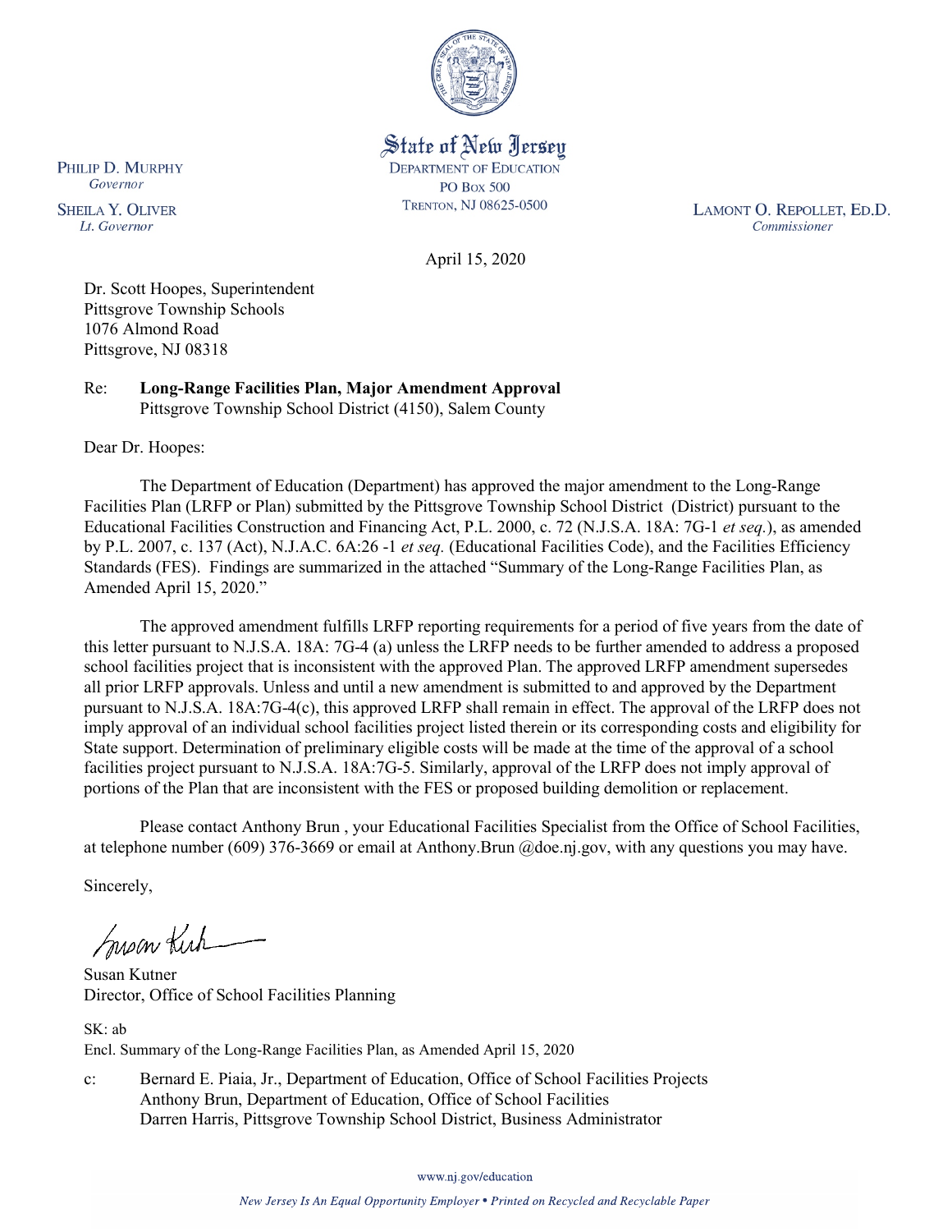State of New Jersey
DEPARTMENT OF EDUCATION
PO BOX 500
TRENTON, NJ 08625-0500

PHILIP D. MURPHY
*Governor*

SHEILA Y. OLIVER
*Lt. Governor*

LAMONT O. REPOLLET, ED.D.
*Commissioner*

April 15, 2020

Dr. Scott Hoopes, Superintendent
Pittsgrove Township Schools
1076 Almond Road
Pittsgrove, NJ 08318

Re: **Long-Range Facilities Plan, Major Amendment Approval**
Pittsgrove Township School District (4150), Salem County

Dear Dr. Hoopes:

The Department of Education (Department) has approved the major amendment to the Long-Range Facilities Plan (LRFP or Plan) submitted by the Pittsgrove Township School District (District) pursuant to the Educational Facilities Construction and Financing Act, P.L. 2000, c. 72 (N.J.S.A. 18A: 7G-1 *et seq.*), as amended by P.L. 2007, c. 137 (Act), N.J.A.C. 6A:26 -1 *et seq.* (Educational Facilities Code), and the Facilities Efficiency Standards (FES). Findings are summarized in the attached "Summary of the Long-Range Facilities Plan, as Amended April 15, 2020."

The approved amendment fulfills LRFP reporting requirements for a period of five years from the date of this letter pursuant to N.J.S.A. 18A: 7G-4 (a) unless the LRFP needs to be further amended to address a proposed school facilities project that is inconsistent with the approved Plan. The approved LRFP amendment supersedes all prior LRFP approvals. Unless and until a new amendment is submitted to and approved by the Department pursuant to N.J.S.A. 18A:7G-4(c), this approved LRFP shall remain in effect. The approval of the LRFP does not imply approval of an individual school facilities project listed therein or its corresponding costs and eligibility for State support. Determination of preliminary eligible costs will be made at the time of the approval of a school facilities project pursuant to N.J.S.A. 18A:7G-5. Similarly, approval of the LRFP does not imply approval of portions of the Plan that are inconsistent with the FES or proposed building demolition or replacement.

Please contact Anthony Brun , your Educational Facilities Specialist from the Office of School Facilities, at telephone number (609) 376-3669 or email at Anthony.Brun @doe.nj.gov, with any questions you may have.

Sincerely,

Susan Kutner
Director, Office of School Facilities Planning

SK: ab
Encl. Summary of the Long-Range Facilities Plan, as Amended April 15, 2020

c: Bernard E. Piaia, Jr., Department of Education, Office of School Facilities Projects
Anthony Brun, Department of Education, Office of School Facilities
Darren Harris, Pittsgrove Township School District, Business Administrator

www.nj.gov/education

*New Jersey Is An Equal Opportunity Employer • Printed on Recycled and Recyclable Paper*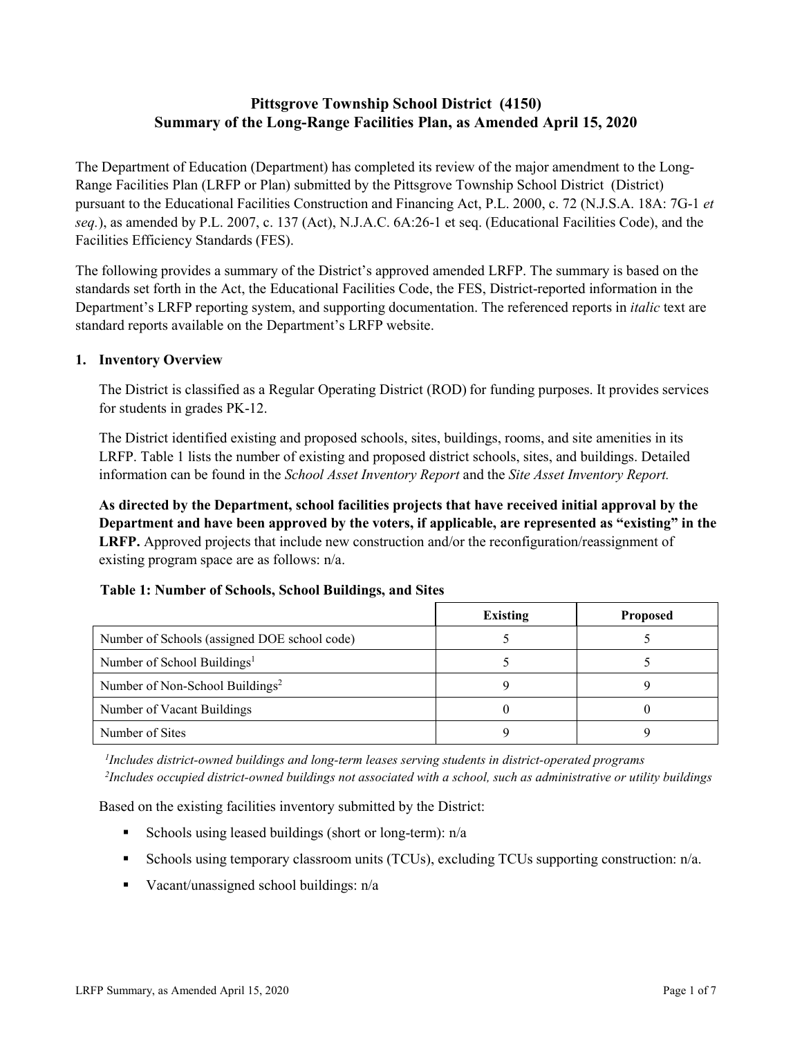# Pittsgrove Township School District (4150)
# Summary of the Long-Range Facilities Plan, as Amended April 15, 2020

The Department of Education (Department) has completed its review of the major amendment to the Long-Range Facilities Plan (LRFP or Plan) submitted by the Pittsgrove Township School District (District) pursuant to the Educational Facilities Construction and Financing Act, P.L. 2000, c. 72 (N.J.S.A. 18A: 7G-1 *et seq.*), as amended by P.L. 2007, c. 137 (Act), N.J.A.C. 6A:26-1 et seq. (Educational Facilities Code), and the Facilities Efficiency Standards (FES).

The following provides a summary of the District's approved amended LRFP. The summary is based on the standards set forth in the Act, the Educational Facilities Code, the FES, District-reported information in the Department's LRFP reporting system, and supporting documentation. The referenced reports in *italic* text are standard reports available on the Department's LRFP website.

## 1. Inventory Overview

The District is classified as a Regular Operating District (ROD) for funding purposes. It provides services for students in grades PK-12.

The District identified existing and proposed schools, sites, buildings, rooms, and site amenities in its LRFP. Table 1 lists the number of existing and proposed district schools, sites, and buildings. Detailed information can be found in the *School Asset Inventory Report* and the *Site Asset Inventory Report.*

**As directed by the Department, school facilities projects that have received initial approval by the Department and have been approved by the voters, if applicable, are represented as "existing" in the LRFP.** Approved projects that include new construction and/or the reconfiguration/reassignment of existing program space are as follows: n/a.

**Table 1: Number of Schools, School Buildings, and Sites**

| | Existing | Proposed |
|---|---|---|
| Number of Schools (assigned DOE school code) | 5 | 5 |
| Number of School Buildings[1] | 5 | 5 |
| Number of Non-School Buildings[2] | 9 | 9 |
| Number of Vacant Buildings | 0 | 0 |
| Number of Sites | 9 | 9 |

*[1]Includes district-owned buildings and long-term leases serving students in district-operated programs*
*[2]Includes occupied district-owned buildings not associated with a school, such as administrative or utility buildings*

Based on the existing facilities inventory submitted by the District:

- Schools using leased buildings (short or long-term): n/a
- Schools using temporary classroom units (TCUs), excluding TCUs supporting construction: n/a.
- Vacant/unassigned school buildings: n/a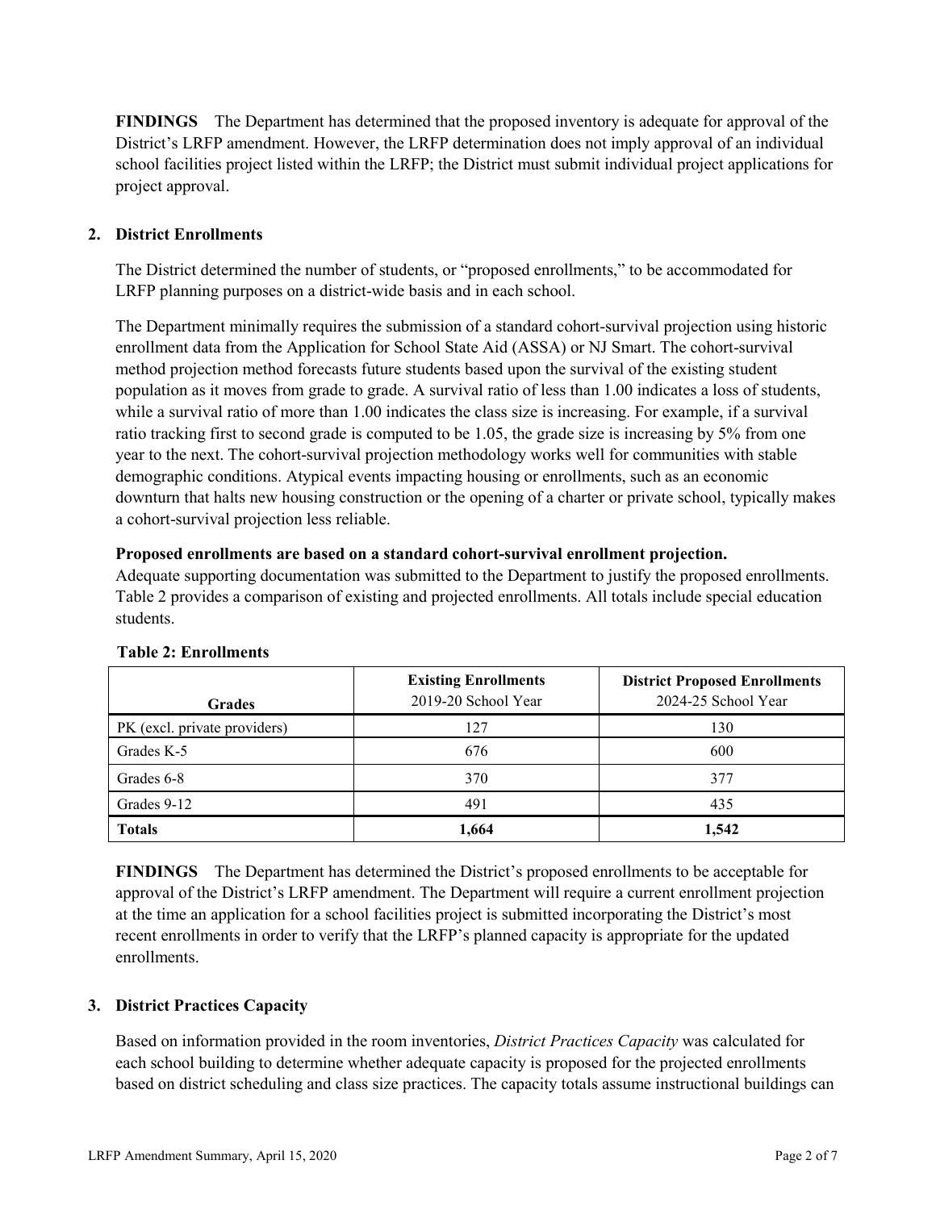**FINDINGS** The Department has determined that the proposed inventory is adequate for approval of the District's LRFP amendment. However, the LRFP determination does not imply approval of an individual school facilities project listed within the LRFP; the District must submit individual project applications for project approval.

## 2. District Enrollments

The District determined the number of students, or "proposed enrollments," to be accommodated for LRFP planning purposes on a district-wide basis and in each school.

The Department minimally requires the submission of a standard cohort-survival projection using historic enrollment data from the Application for School State Aid (ASSA) or NJ Smart. The cohort-survival method projection method forecasts future students based upon the survival of the existing student population as it moves from grade to grade. A survival ratio of less than 1.00 indicates a loss of students, while a survival ratio of more than 1.00 indicates the class size is increasing. For example, if a survival ratio tracking first to second grade is computed to be 1.05, the grade size is increasing by 5% from one year to the next. The cohort-survival projection methodology works well for communities with stable demographic conditions. Atypical events impacting housing or enrollments, such as an economic downturn that halts new housing construction or the opening of a charter or private school, typically makes a cohort-survival projection less reliable.

**Proposed enrollments are based on a standard cohort-survival enrollment projection.**
Adequate supporting documentation was submitted to the Department to justify the proposed enrollments. Table 2 provides a comparison of existing and projected enrollments. All totals include special education students.

**Table 2: Enrollments**

| Grades | **Existing Enrollments** 2019-20 School Year | **District Proposed Enrollments** 2024-25 School Year |
|---|---|---|
| PK (excl. private providers) | 127 | 130 |
| Grades K-5 | 676 | 600 |
| Grades 6-8 | 370 | 377 |
| Grades 9-12 | 491 | 435 |
| **Totals** | **1,664** | **1,542** |

**FINDINGS** The Department has determined the District's proposed enrollments to be acceptable for approval of the District's LRFP amendment. The Department will require a current enrollment projection at the time an application for a school facilities project is submitted incorporating the District's most recent enrollments in order to verify that the LRFP's planned capacity is appropriate for the updated enrollments.

## 3. District Practices Capacity

Based on information provided in the room inventories, *District Practices Capacity* was calculated for each school building to determine whether adequate capacity is proposed for the projected enrollments based on district scheduling and class size practices. The capacity totals assume instructional buildings can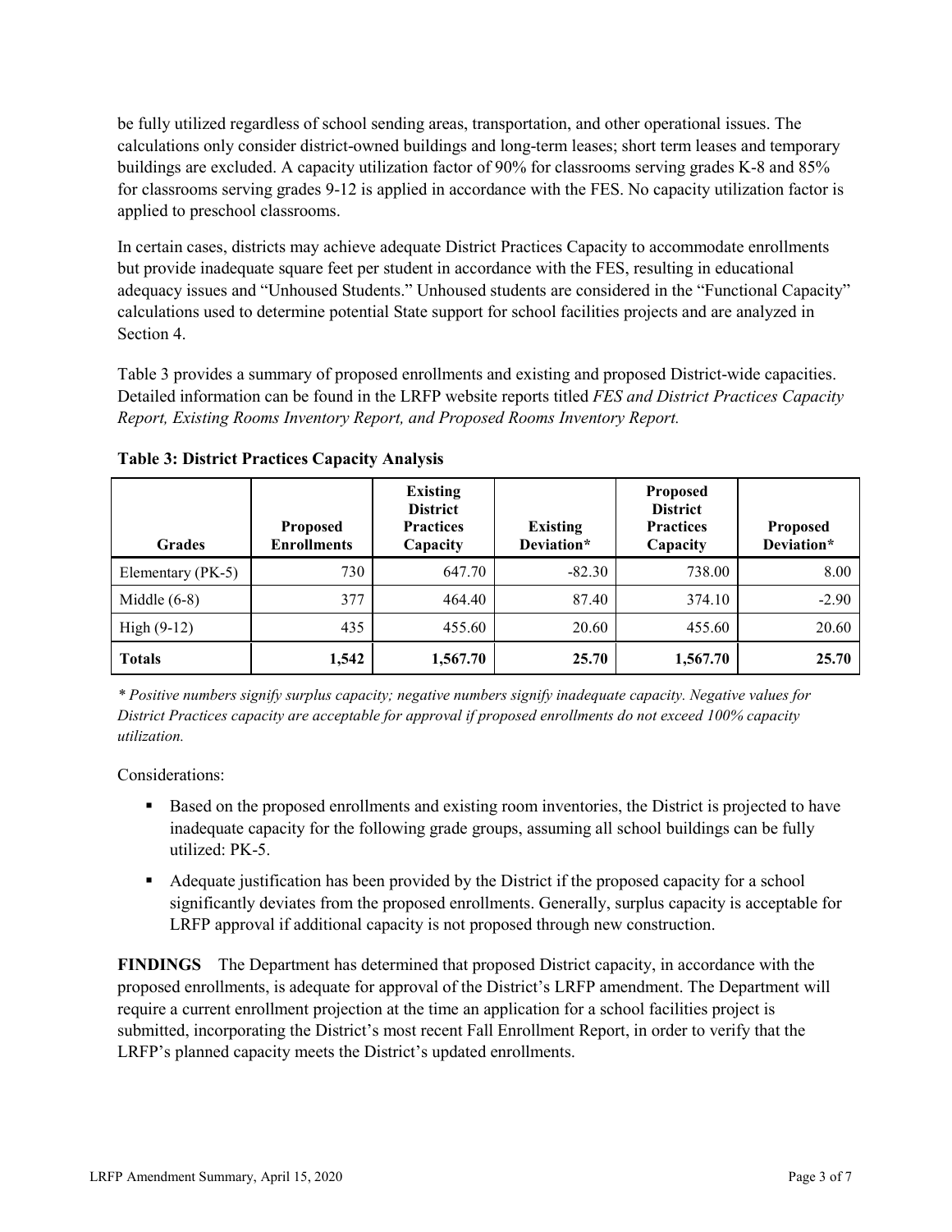be fully utilized regardless of school sending areas, transportation, and other operational issues. The calculations only consider district-owned buildings and long-term leases; short term leases and temporary buildings are excluded. A capacity utilization factor of 90% for classrooms serving grades K-8 and 85% for classrooms serving grades 9-12 is applied in accordance with the FES. No capacity utilization factor is applied to preschool classrooms.

In certain cases, districts may achieve adequate District Practices Capacity to accommodate enrollments but provide inadequate square feet per student in accordance with the FES, resulting in educational adequacy issues and "Unhoused Students." Unhoused students are considered in the "Functional Capacity" calculations used to determine potential State support for school facilities projects and are analyzed in Section 4.

Table 3 provides a summary of proposed enrollments and existing and proposed District-wide capacities. Detailed information can be found in the LRFP website reports titled *FES and District Practices Capacity Report, Existing Rooms Inventory Report, and Proposed Rooms Inventory Report.*

**Table 3: District Practices Capacity Analysis**

| Grades | Proposed Enrollments | Existing District Practices Capacity | Existing Deviation* | Proposed District Practices Capacity | Proposed Deviation* |
|---|---|---|---|---|---|
| Elementary (PK-5) | 730 | 647.70 | -82.30 | 738.00 | 8.00 |
| Middle (6-8) | 377 | 464.40 | 87.40 | 374.10 | -2.90 |
| High (9-12) | 435 | 455.60 | 20.60 | 455.60 | 20.60 |
| **Totals** | **1,542** | **1,567.70** | **25.70** | **1,567.70** | **25.70** |

*\* Positive numbers signify surplus capacity; negative numbers signify inadequate capacity. Negative values for District Practices capacity are acceptable for approval if proposed enrollments do not exceed 100% capacity utilization.*

Considerations:

- Based on the proposed enrollments and existing room inventories, the District is projected to have inadequate capacity for the following grade groups, assuming all school buildings can be fully utilized: PK-5.
- Adequate justification has been provided by the District if the proposed capacity for a school significantly deviates from the proposed enrollments. Generally, surplus capacity is acceptable for LRFP approval if additional capacity is not proposed through new construction.

**FINDINGS** The Department has determined that proposed District capacity, in accordance with the proposed enrollments, is adequate for approval of the District's LRFP amendment. The Department will require a current enrollment projection at the time an application for a school facilities project is submitted, incorporating the District's most recent Fall Enrollment Report, in order to verify that the LRFP's planned capacity meets the District's updated enrollments.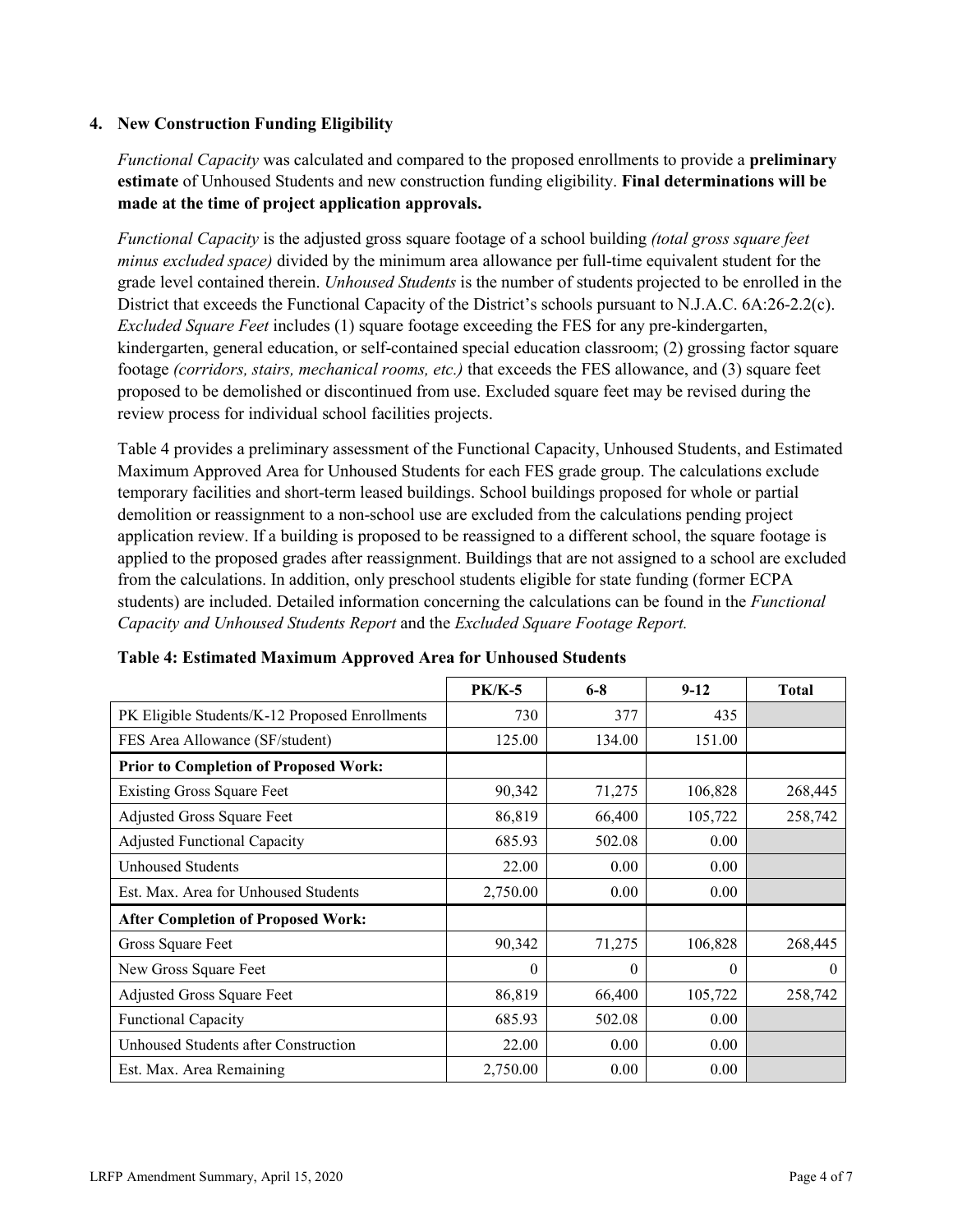### 4. New Construction Funding Eligibility

*Functional Capacity* was calculated and compared to the proposed enrollments to provide a **preliminary estimate** of Unhoused Students and new construction funding eligibility. **Final determinations will be made at the time of project application approvals.**

*Functional Capacity* is the adjusted gross square footage of a school building *(total gross square feet minus excluded space)* divided by the minimum area allowance per full-time equivalent student for the grade level contained therein. *Unhoused Students* is the number of students projected to be enrolled in the District that exceeds the Functional Capacity of the District's schools pursuant to N.J.A.C. 6A:26-2.2(c). *Excluded Square Feet* includes (1) square footage exceeding the FES for any pre-kindergarten, kindergarten, general education, or self-contained special education classroom; (2) grossing factor square footage *(corridors, stairs, mechanical rooms, etc.)* that exceeds the FES allowance, and (3) square feet proposed to be demolished or discontinued from use. Excluded square feet may be revised during the review process for individual school facilities projects.

Table 4 provides a preliminary assessment of the Functional Capacity, Unhoused Students, and Estimated Maximum Approved Area for Unhoused Students for each FES grade group. The calculations exclude temporary facilities and short-term leased buildings. School buildings proposed for whole or partial demolition or reassignment to a non-school use are excluded from the calculations pending project application review. If a building is proposed to be reassigned to a different school, the square footage is applied to the proposed grades after reassignment. Buildings that are not assigned to a school are excluded from the calculations. In addition, only preschool students eligible for state funding (former ECPA students) are included. Detailed information concerning the calculations can be found in the *Functional Capacity and Unhoused Students Report* and the *Excluded Square Footage Report.*

**Table 4: Estimated Maximum Approved Area for Unhoused Students**

| | PK/K-5 | 6-8 | 9-12 | Total |
|---|---|---|---|---|
| PK Eligible Students/K-12 Proposed Enrollments | 730 | 377 | 435 | |
| FES Area Allowance (SF/student) | 125.00 | 134.00 | 151.00 | |
| **Prior to Completion of Proposed Work:** | | | | |
| Existing Gross Square Feet | 90,342 | 71,275 | 106,828 | 268,445 |
| Adjusted Gross Square Feet | 86,819 | 66,400 | 105,722 | 258,742 |
| Adjusted Functional Capacity | 685.93 | 502.08 | 0.00 | |
| Unhoused Students | 22.00 | 0.00 | 0.00 | |
| Est. Max. Area for Unhoused Students | 2,750.00 | 0.00 | 0.00 | |
| **After Completion of Proposed Work:** | | | | |
| Gross Square Feet | 90,342 | 71,275 | 106,828 | 268,445 |
| New Gross Square Feet | 0 | 0 | 0 | 0 |
| Adjusted Gross Square Feet | 86,819 | 66,400 | 105,722 | 258,742 |
| Functional Capacity | 685.93 | 502.08 | 0.00 | |
| Unhoused Students after Construction | 22.00 | 0.00 | 0.00 | |
| Est. Max. Area Remaining | 2,750.00 | 0.00 | 0.00 | |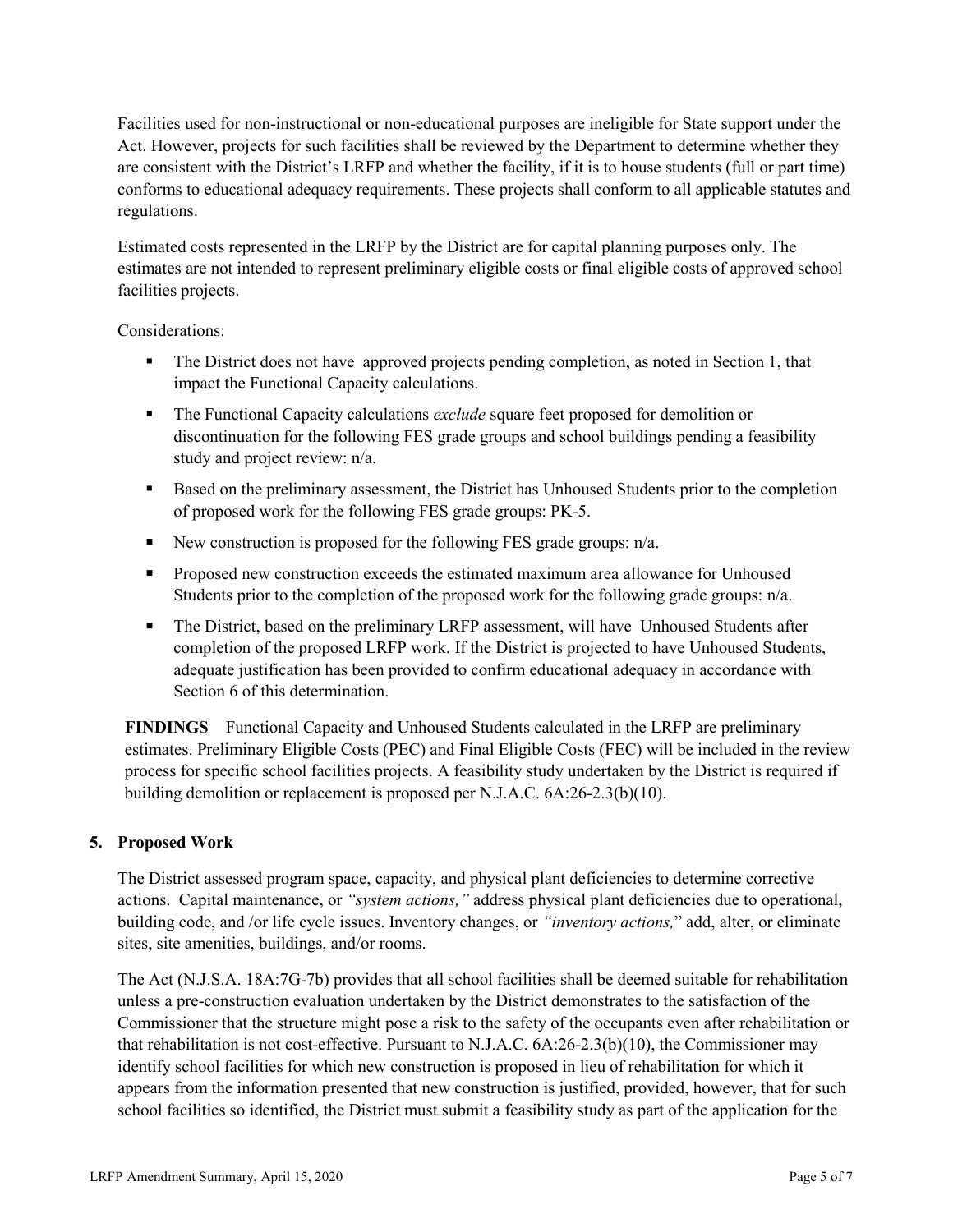Facilities used for non-instructional or non-educational purposes are ineligible for State support under the Act. However, projects for such facilities shall be reviewed by the Department to determine whether they are consistent with the District's LRFP and whether the facility, if it is to house students (full or part time) conforms to educational adequacy requirements. These projects shall conform to all applicable statutes and regulations.

Estimated costs represented in the LRFP by the District are for capital planning purposes only. The estimates are not intended to represent preliminary eligible costs or final eligible costs of approved school facilities projects.

Considerations:

- The District does not have approved projects pending completion, as noted in Section 1, that impact the Functional Capacity calculations.
- The Functional Capacity calculations *exclude* square feet proposed for demolition or discontinuation for the following FES grade groups and school buildings pending a feasibility study and project review: n/a.
- Based on the preliminary assessment, the District has Unhoused Students prior to the completion of proposed work for the following FES grade groups: PK-5.
- New construction is proposed for the following FES grade groups: n/a.
- Proposed new construction exceeds the estimated maximum area allowance for Unhoused Students prior to the completion of the proposed work for the following grade groups: n/a.
- The District, based on the preliminary LRFP assessment, will have Unhoused Students after completion of the proposed LRFP work. If the District is projected to have Unhoused Students, adequate justification has been provided to confirm educational adequacy in accordance with Section 6 of this determination.

**FINDINGS** Functional Capacity and Unhoused Students calculated in the LRFP are preliminary estimates. Preliminary Eligible Costs (PEC) and Final Eligible Costs (FEC) will be included in the review process for specific school facilities projects. A feasibility study undertaken by the District is required if building demolition or replacement is proposed per N.J.A.C. 6A:26-2.3(b)(10).

## 5. Proposed Work

The District assessed program space, capacity, and physical plant deficiencies to determine corrective actions. Capital maintenance, or *"system actions,"* address physical plant deficiencies due to operational, building code, and /or life cycle issues. Inventory changes, or *"inventory actions,"* add, alter, or eliminate sites, site amenities, buildings, and/or rooms.

The Act (N.J.S.A. 18A:7G-7b) provides that all school facilities shall be deemed suitable for rehabilitation unless a pre-construction evaluation undertaken by the District demonstrates to the satisfaction of the Commissioner that the structure might pose a risk to the safety of the occupants even after rehabilitation or that rehabilitation is not cost-effective. Pursuant to N.J.A.C. 6A:26-2.3(b)(10), the Commissioner may identify school facilities for which new construction is proposed in lieu of rehabilitation for which it appears from the information presented that new construction is justified, provided, however, that for such school facilities so identified, the District must submit a feasibility study as part of the application for the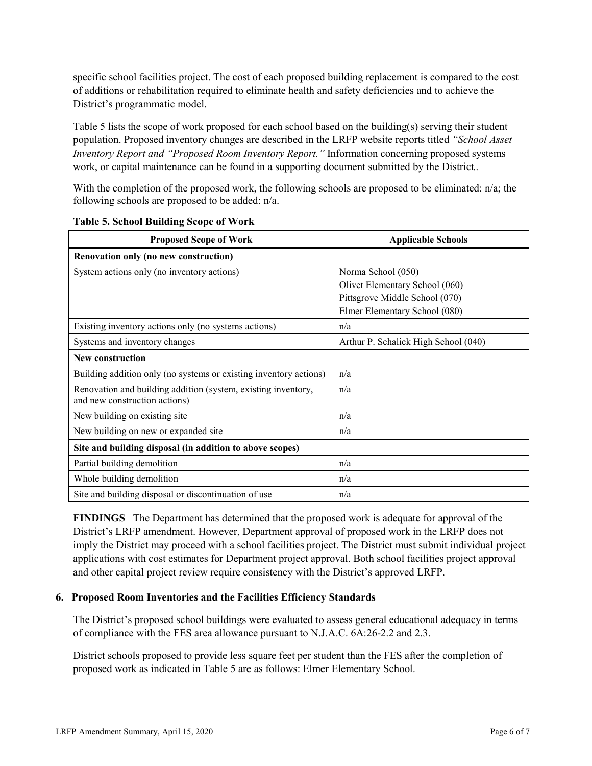specific school facilities project. The cost of each proposed building replacement is compared to the cost of additions or rehabilitation required to eliminate health and safety deficiencies and to achieve the District's programmatic model.

Table 5 lists the scope of work proposed for each school based on the building(s) serving their student population. Proposed inventory changes are described in the LRFP website reports titled *"School Asset Inventory Report and "Proposed Room Inventory Report."* Information concerning proposed systems work, or capital maintenance can be found in a supporting document submitted by the District..

With the completion of the proposed work, the following schools are proposed to be eliminated: n/a; the following schools are proposed to be added: n/a.

**Table 5. School Building Scope of Work**

| Proposed Scope of Work | Applicable Schools |
|---|---|
| **Renovation only (no new construction)** | |
| System actions only (no inventory actions) | Norma School (050)<br>Olivet Elementary School (060)<br>Pittsgrove Middle School (070)<br>Elmer Elementary School (080) |
| Existing inventory actions only (no systems actions) | n/a |
| Systems and inventory changes | Arthur P. Schalick High School (040) |
| **New construction** | |
| Building addition only (no systems or existing inventory actions) | n/a |
| Renovation and building addition (system, existing inventory, and new construction actions) | n/a |
| New building on existing site | n/a |
| New building on new or expanded site | n/a |
| **Site and building disposal (in addition to above scopes)** | |
| Partial building demolition | n/a |
| Whole building demolition | n/a |
| Site and building disposal or discontinuation of use | n/a |

**FINDINGS** The Department has determined that the proposed work is adequate for approval of the District's LRFP amendment. However, Department approval of proposed work in the LRFP does not imply the District may proceed with a school facilities project. The District must submit individual project applications with cost estimates for Department project approval. Both school facilities project approval and other capital project review require consistency with the District's approved LRFP.

## 6. Proposed Room Inventories and the Facilities Efficiency Standards

The District's proposed school buildings were evaluated to assess general educational adequacy in terms of compliance with the FES area allowance pursuant to N.J.A.C. 6A:26-2.2 and 2.3.

District schools proposed to provide less square feet per student than the FES after the completion of proposed work as indicated in Table 5 are as follows: Elmer Elementary School.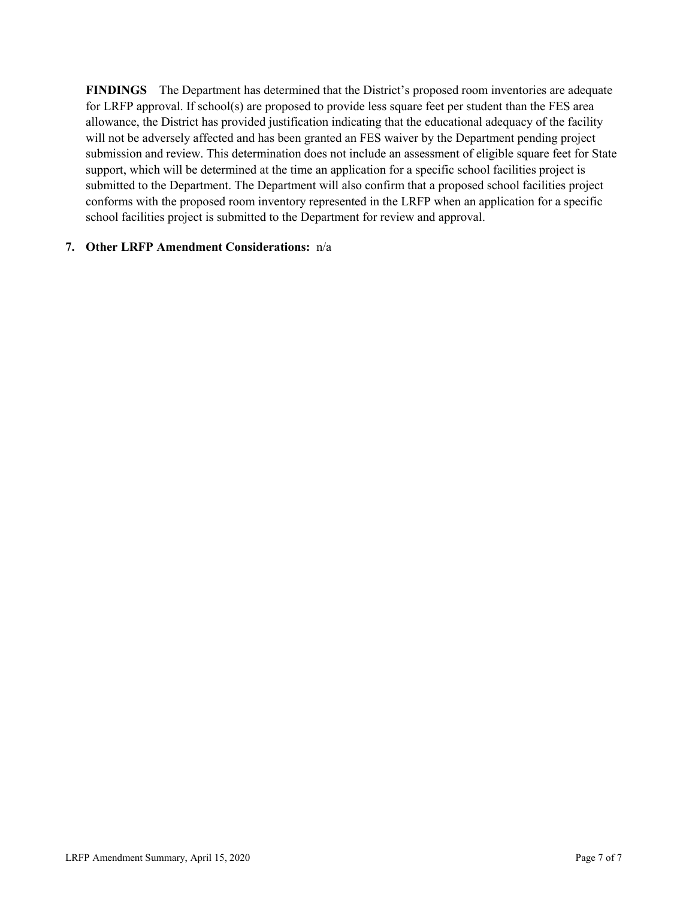**FINDINGS** The Department has determined that the District's proposed room inventories are adequate for LRFP approval. If school(s) are proposed to provide less square feet per student than the FES area allowance, the District has provided justification indicating that the educational adequacy of the facility will not be adversely affected and has been granted an FES waiver by the Department pending project submission and review. This determination does not include an assessment of eligible square feet for State support, which will be determined at the time an application for a specific school facilities project is submitted to the Department. The Department will also confirm that a proposed school facilities project conforms with the proposed room inventory represented in the LRFP when an application for a specific school facilities project is submitted to the Department for review and approval.

**7. Other LRFP Amendment Considerations:** n/a